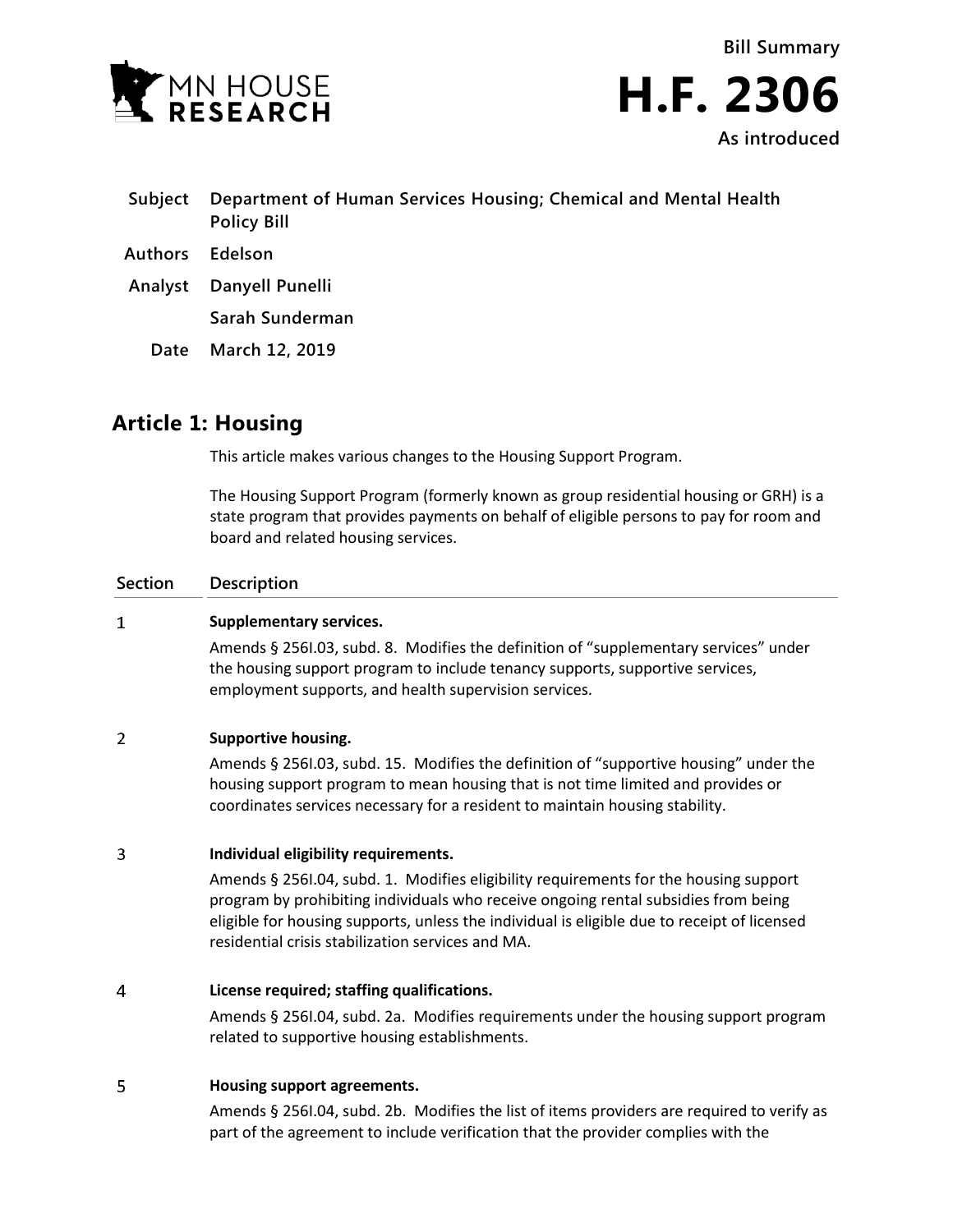MN HOUSE RESEARCH

**Bill Summary**

# H.F. 2306

**As introduced**

| | |
|---|---|
| **Subject** | **Department of Human Services Housing; Chemical and Mental Health Policy Bill** |
| **Authors** | **Edelson** |
| **Analyst** | **Danyell Punelli** |
| | **Sarah Sunderman** |
| **Date** | **March 12, 2019** |

## Article 1: Housing

This article makes various changes to the Housing Support Program.

The Housing Support Program (formerly known as group residential housing or GRH) is a state program that provides payments on behalf of eligible persons to pay for room and board and related housing services.

| Section | Description |
|---|---|
| 1 | **Supplementary services.** Amends § 256I.03, subd. 8. Modifies the definition of "supplementary services" under the housing support program to include tenancy supports, supportive services, employment supports, and health supervision services. |
| 2 | **Supportive housing.** Amends § 256I.03, subd. 15. Modifies the definition of "supportive housing" under the housing support program to mean housing that is not time limited and provides or coordinates services necessary for a resident to maintain housing stability. |
| 3 | **Individual eligibility requirements.** Amends § 256I.04, subd. 1. Modifies eligibility requirements for the housing support program by prohibiting individuals who receive ongoing rental subsidies from being eligible for housing supports, unless the individual is eligible due to receipt of licensed residential crisis stabilization services and MA. |
| 4 | **License required; staffing qualifications.** Amends § 256I.04, subd. 2a. Modifies requirements under the housing support program related to supportive housing establishments. |
| 5 | **Housing support agreements.** Amends § 256I.04, subd. 2b. Modifies the list of items providers are required to verify as part of the agreement to include verification that the provider complies with the |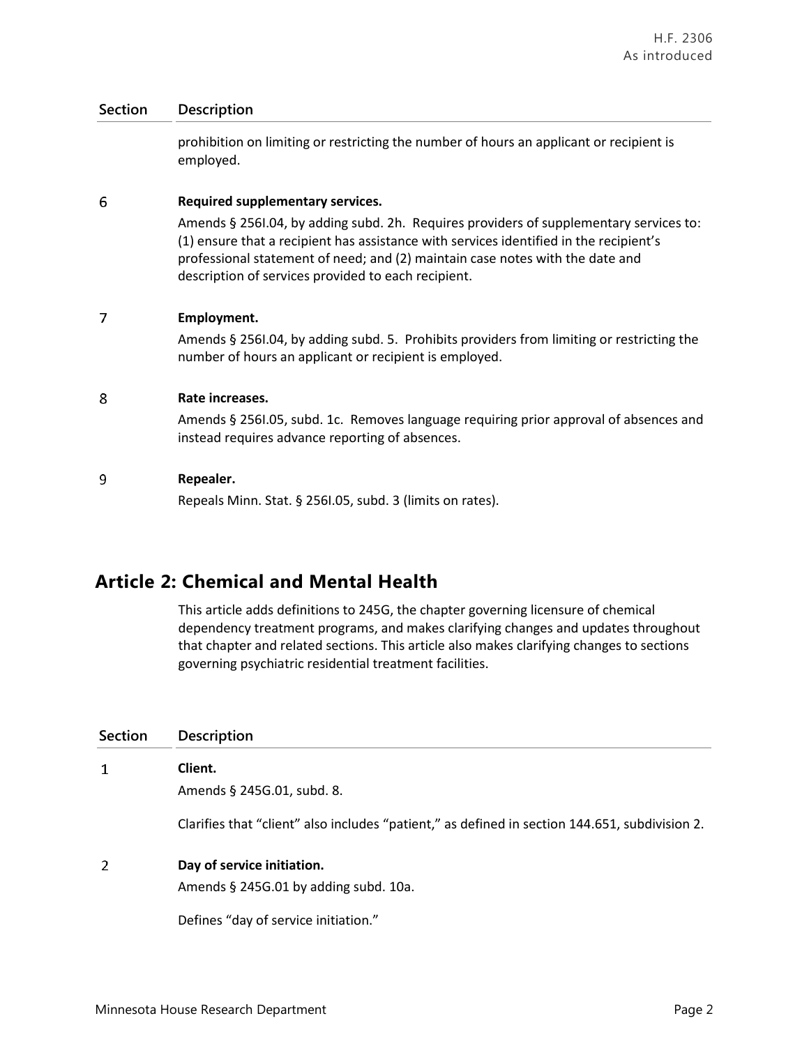| Section | Description |
|---|---|
| | prohibition on limiting or restricting the number of hours an applicant or recipient is employed. |
| 6 | **Required supplementary services.**<br>Amends § 256I.04, by adding subd. 2h. Requires providers of supplementary services to: (1) ensure that a recipient has assistance with services identified in the recipient's professional statement of need; and (2) maintain case notes with the date and description of services provided to each recipient. |
| 7 | **Employment.**<br>Amends § 256I.04, by adding subd. 5. Prohibits providers from limiting or restricting the number of hours an applicant or recipient is employed. |
| 8 | **Rate increases.**<br>Amends § 256I.05, subd. 1c. Removes language requiring prior approval of absences and instead requires advance reporting of absences. |
| 9 | **Repealer.**<br>Repeals Minn. Stat. § 256I.05, subd. 3 (limits on rates). |

## Article 2: Chemical and Mental Health

This article adds definitions to 245G, the chapter governing licensure of chemical dependency treatment programs, and makes clarifying changes and updates throughout that chapter and related sections. This article also makes clarifying changes to sections governing psychiatric residential treatment facilities.

| Section | Description |
|---|---|
| 1 | **Client.**<br>Amends § 245G.01, subd. 8.<br><br>Clarifies that "client" also includes "patient," as defined in section 144.651, subdivision 2. |
| 2 | **Day of service initiation.**<br>Amends § 245G.01 by adding subd. 10a.<br><br>Defines "day of service initiation." |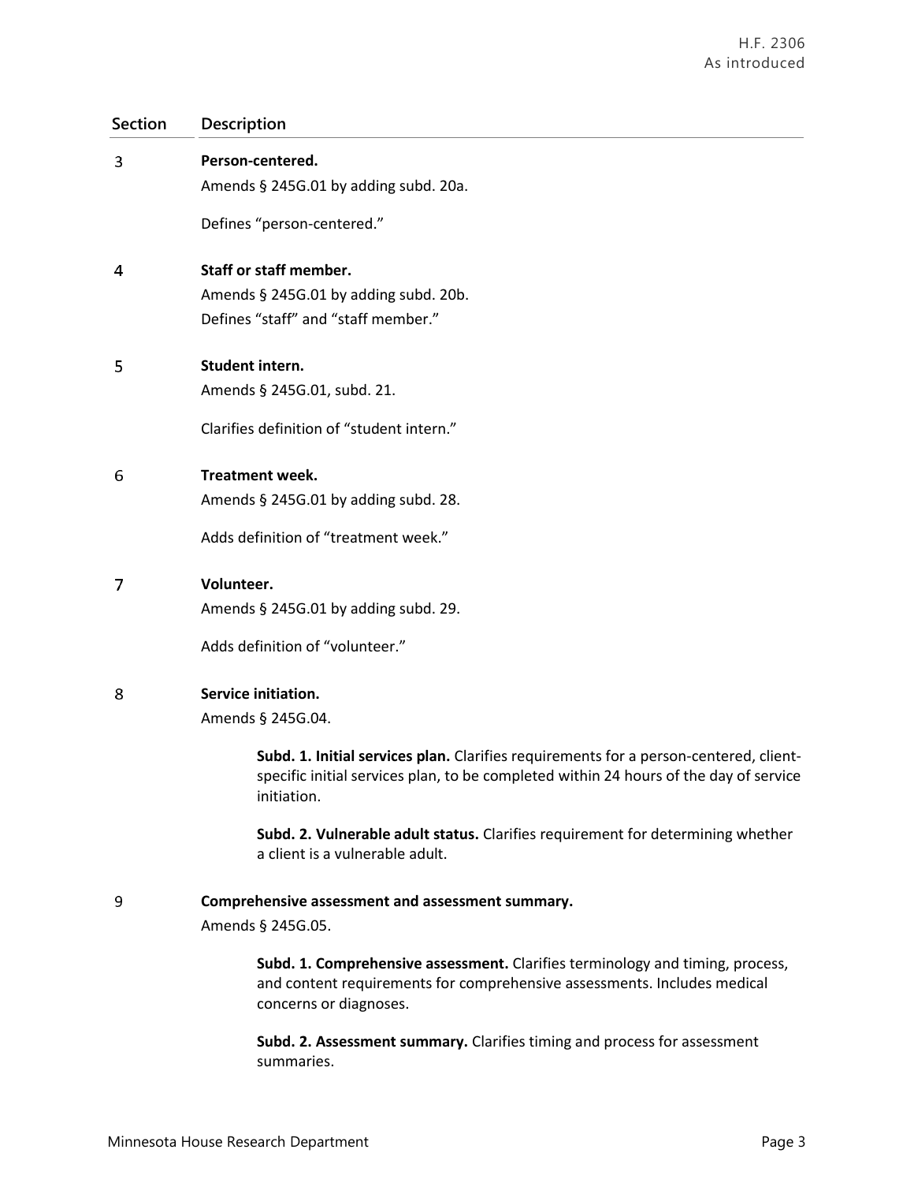| Section | Description |
| --- | --- |
| 3 | **Person-centered.**<br>Amends § 245G.01 by adding subd. 20a.<br><br>Defines "person-centered." |
| 4 | **Staff or staff member.**<br>Amends § 245G.01 by adding subd. 20b.<br>Defines "staff" and "staff member." |
| 5 | **Student intern.**<br>Amends § 245G.01, subd. 21.<br><br>Clarifies definition of "student intern." |
| 6 | **Treatment week.**<br>Amends § 245G.01 by adding subd. 28.<br><br>Adds definition of "treatment week." |
| 7 | **Volunteer.**<br>Amends § 245G.01 by adding subd. 29.<br><br>Adds definition of "volunteer." |
| 8 | **Service initiation.**<br>Amends § 245G.04.<br><br>**Subd. 1. Initial services plan.** Clarifies requirements for a person-centered, client-specific initial services plan, to be completed within 24 hours of the day of service initiation.<br><br>**Subd. 2. Vulnerable adult status.** Clarifies requirement for determining whether a client is a vulnerable adult. |
| 9 | **Comprehensive assessment and assessment summary.**<br>Amends § 245G.05.<br><br>**Subd. 1. Comprehensive assessment.** Clarifies terminology and timing, process, and content requirements for comprehensive assessments. Includes medical concerns or diagnoses.<br><br>**Subd. 2. Assessment summary.** Clarifies timing and process for assessment summaries. |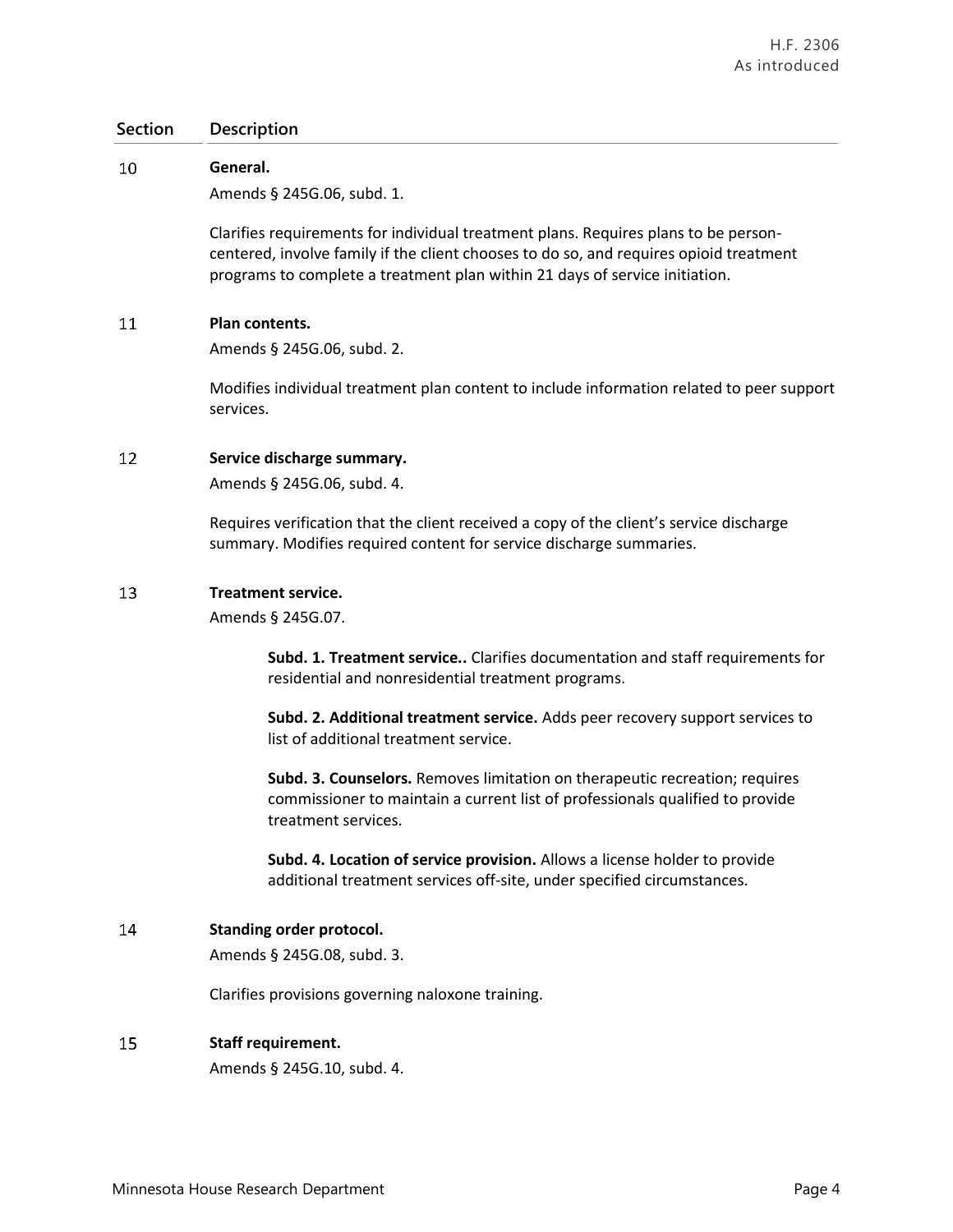| Section | Description |
|---|---|
| 10 | **General.**<br><br>Amends § 245G.06, subd. 1.<br><br>Clarifies requirements for individual treatment plans. Requires plans to be person-centered, involve family if the client chooses to do so, and requires opioid treatment programs to complete a treatment plan within 21 days of service initiation. |
| 11 | **Plan contents.**<br><br>Amends § 245G.06, subd. 2.<br><br>Modifies individual treatment plan content to include information related to peer support services. |
| 12 | **Service discharge summary.**<br><br>Amends § 245G.06, subd. 4.<br><br>Requires verification that the client received a copy of the client's service discharge summary. Modifies required content for service discharge summaries. |
| 13 | **Treatment service.**<br><br>Amends § 245G.07.<br><br>**Subd. 1. Treatment service..** Clarifies documentation and staff requirements for residential and nonresidential treatment programs.<br><br>**Subd. 2. Additional treatment service.** Adds peer recovery support services to list of additional treatment service.<br><br>**Subd. 3. Counselors.** Removes limitation on therapeutic recreation; requires commissioner to maintain a current list of professionals qualified to provide treatment services.<br><br>**Subd. 4. Location of service provision.** Allows a license holder to provide additional treatment services off-site, under specified circumstances. |
| 14 | **Standing order protocol.**<br><br>Amends § 245G.08, subd. 3.<br><br>Clarifies provisions governing naloxone training. |
| 15 | **Staff requirement.**<br><br>Amends § 245G.10, subd. 4. |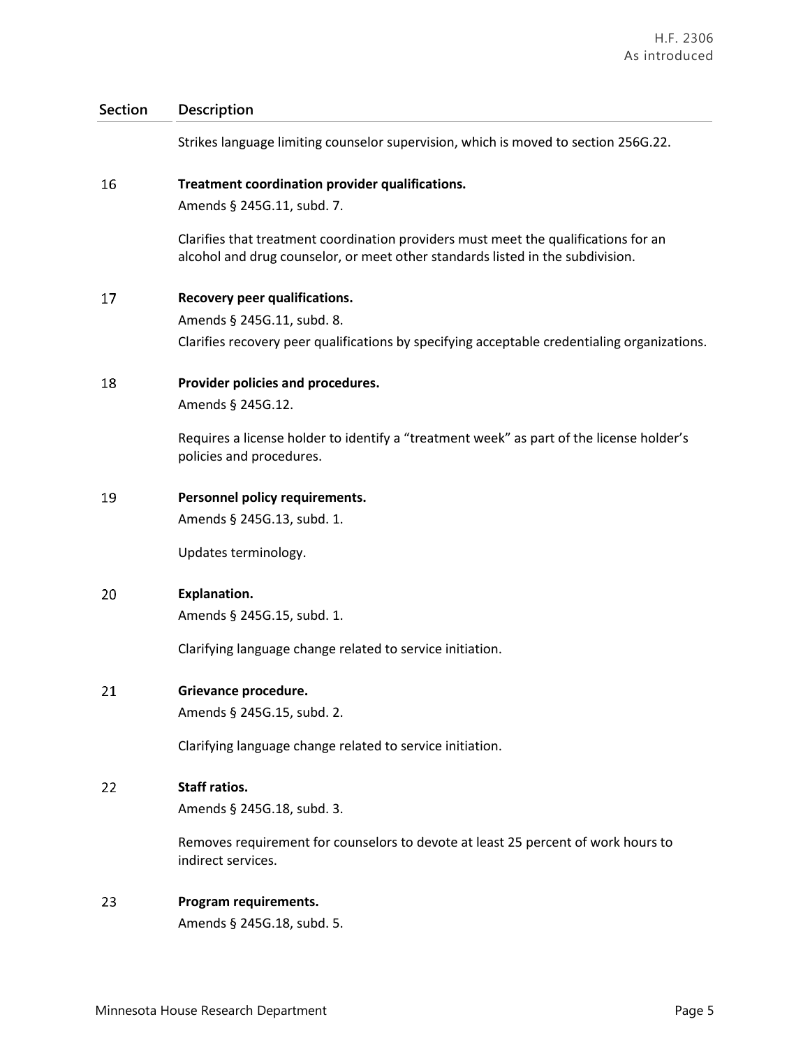| Section | Description |
|---|---|
| | Strikes language limiting counselor supervision, which is moved to section 256G.22. |
| 16 | **Treatment coordination provider qualifications.**<br>Amends § 245G.11, subd. 7.<br>Clarifies that treatment coordination providers must meet the qualifications for an alcohol and drug counselor, or meet other standards listed in the subdivision. |
| 17 | **Recovery peer qualifications.**<br>Amends § 245G.11, subd. 8.<br>Clarifies recovery peer qualifications by specifying acceptable credentialing organizations. |
| 18 | **Provider policies and procedures.**<br>Amends § 245G.12.<br>Requires a license holder to identify a "treatment week" as part of the license holder's policies and procedures. |
| 19 | **Personnel policy requirements.**<br>Amends § 245G.13, subd. 1.<br>Updates terminology. |
| 20 | **Explanation.**<br>Amends § 245G.15, subd. 1.<br>Clarifying language change related to service initiation. |
| 21 | **Grievance procedure.**<br>Amends § 245G.15, subd. 2.<br>Clarifying language change related to service initiation. |
| 22 | **Staff ratios.**<br>Amends § 245G.18, subd. 3.<br>Removes requirement for counselors to devote at least 25 percent of work hours to indirect services. |
| 23 | **Program requirements.**<br>Amends § 245G.18, subd. 5. |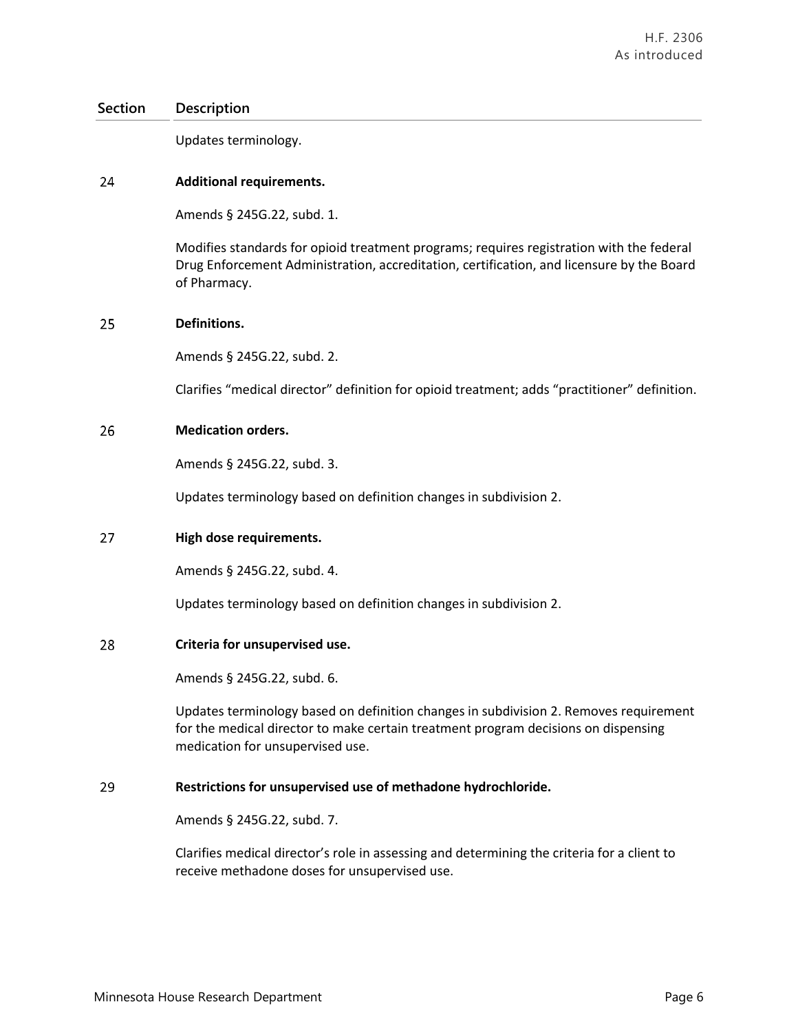| Section | Description |
|---|---|
| | Updates terminology. |
| 24 | **Additional requirements.**<br><br>Amends § 245G.22, subd. 1.<br><br>Modifies standards for opioid treatment programs; requires registration with the federal Drug Enforcement Administration, accreditation, certification, and licensure by the Board of Pharmacy. |
| 25 | **Definitions.**<br><br>Amends § 245G.22, subd. 2.<br><br>Clarifies "medical director" definition for opioid treatment; adds "practitioner" definition. |
| 26 | **Medication orders.**<br><br>Amends § 245G.22, subd. 3.<br><br>Updates terminology based on definition changes in subdivision 2. |
| 27 | **High dose requirements.**<br><br>Amends § 245G.22, subd. 4.<br><br>Updates terminology based on definition changes in subdivision 2. |
| 28 | **Criteria for unsupervised use.**<br><br>Amends § 245G.22, subd. 6.<br><br>Updates terminology based on definition changes in subdivision 2. Removes requirement for the medical director to make certain treatment program decisions on dispensing medication for unsupervised use. |
| 29 | **Restrictions for unsupervised use of methadone hydrochloride.**<br><br>Amends § 245G.22, subd. 7.<br><br>Clarifies medical director's role in assessing and determining the criteria for a client to receive methadone doses for unsupervised use. |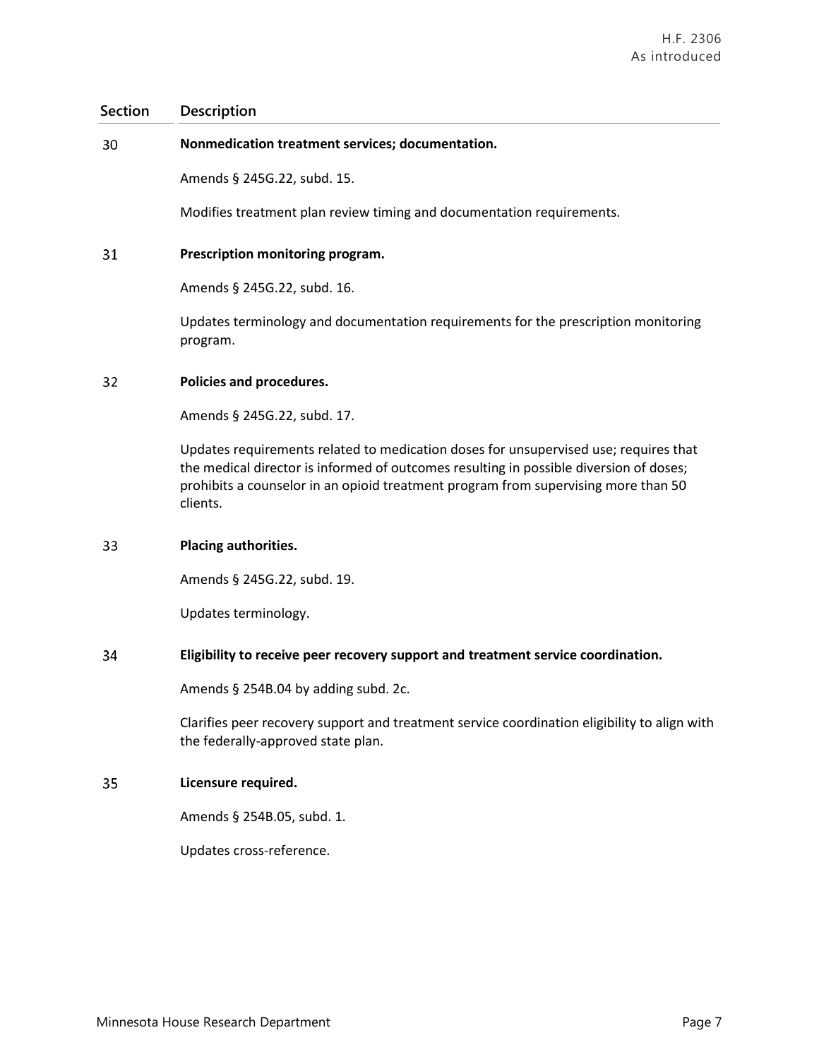| Section | Description |
|---|---|
| 30 | **Nonmedication treatment services; documentation.**<br><br>Amends § 245G.22, subd. 15.<br><br>Modifies treatment plan review timing and documentation requirements. |
| 31 | **Prescription monitoring program.**<br><br>Amends § 245G.22, subd. 16.<br><br>Updates terminology and documentation requirements for the prescription monitoring program. |
| 32 | **Policies and procedures.**<br><br>Amends § 245G.22, subd. 17.<br><br>Updates requirements related to medication doses for unsupervised use; requires that the medical director is informed of outcomes resulting in possible diversion of doses; prohibits a counselor in an opioid treatment program from supervising more than 50 clients. |
| 33 | **Placing authorities.**<br><br>Amends § 245G.22, subd. 19.<br><br>Updates terminology. |
| 34 | **Eligibility to receive peer recovery support and treatment service coordination.**<br><br>Amends § 254B.04 by adding subd. 2c.<br><br>Clarifies peer recovery support and treatment service coordination eligibility to align with the federally-approved state plan. |
| 35 | **Licensure required.**<br><br>Amends § 254B.05, subd. 1.<br><br>Updates cross-reference. |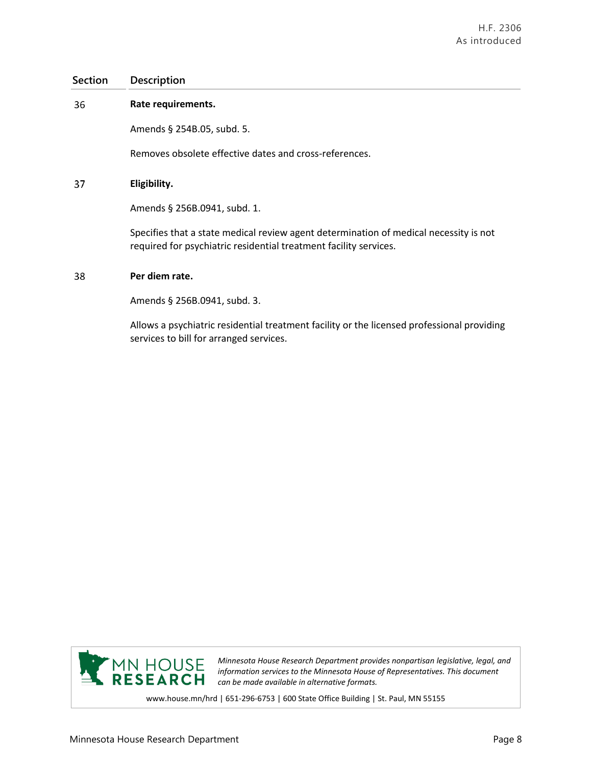| Section | Description |
|---|---|
| 36 | **Rate requirements.**<br><br>Amends § 254B.05, subd. 5.<br><br>Removes obsolete effective dates and cross-references. |
| 37 | **Eligibility.**<br><br>Amends § 256B.0941, subd. 1.<br><br>Specifies that a state medical review agent determination of medical necessity is not required for psychiatric residential treatment facility services. |
| 38 | **Per diem rate.**<br><br>Amends § 256B.0941, subd. 3.<br><br>Allows a psychiatric residential treatment facility or the licensed professional providing services to bill for arranged services. |

MN HOUSE RESEARCH

*Minnesota House Research Department provides nonpartisan legislative, legal, and information services to the Minnesota House of Representatives. This document can be made available in alternative formats.*

www.house.mn/hrd | 651-296-6753 | 600 State Office Building | St. Paul, MN 55155